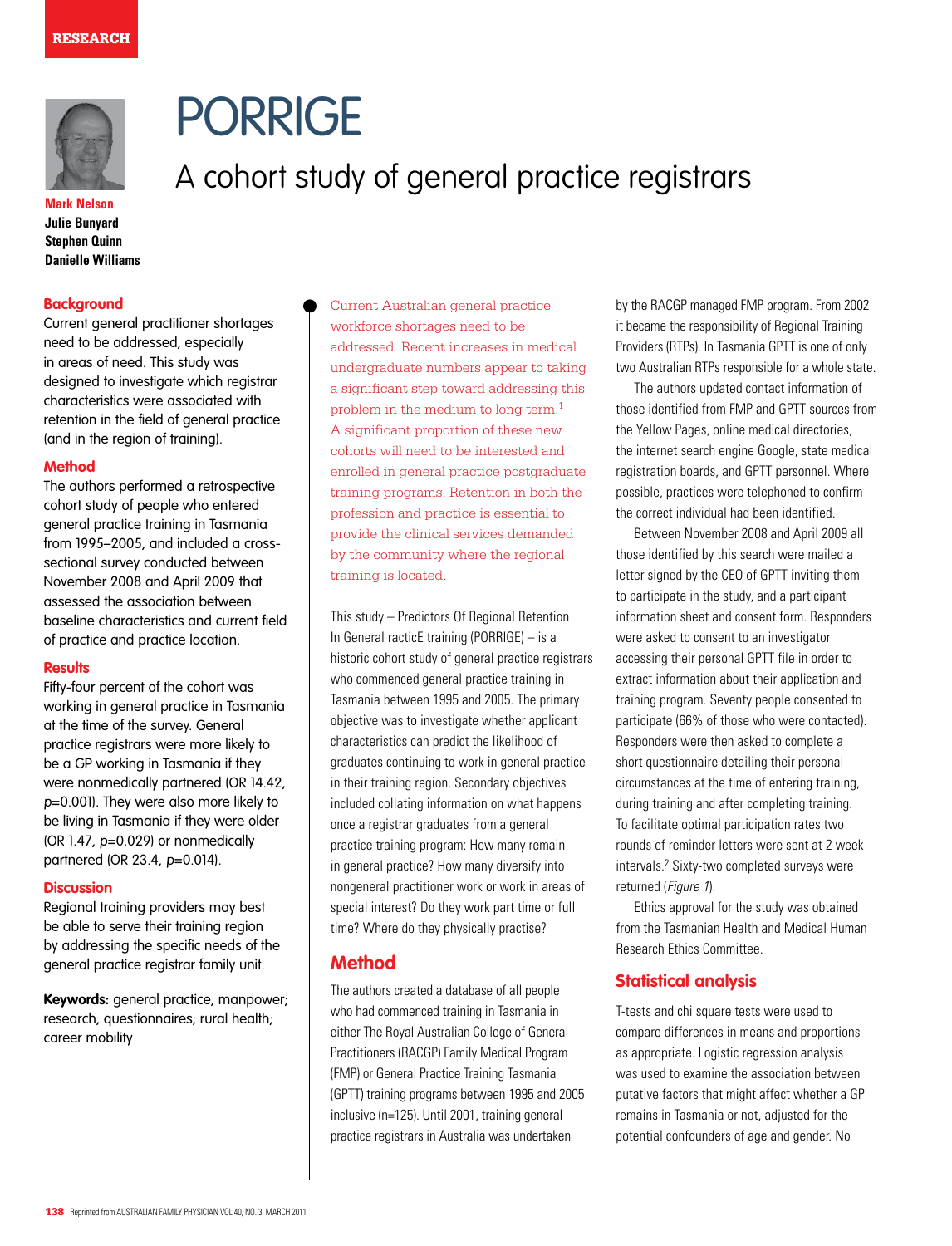RESEARCH

# PORRIGE

## A cohort study of general practice registrars

**Mark Nelson**
**Julie Bunyard**
**Stephen Quinn**
**Danielle Williams**

### Background

Current general practitioner shortages need to be addressed, especially in areas of need. This study was designed to investigate which registrar characteristics were associated with retention in the field of general practice (and in the region of training).

### Method

The authors performed a retrospective cohort study of people who entered general practice training in Tasmania from 1995–2005, and included a cross-sectional survey conducted between November 2008 and April 2009 that assessed the association between baseline characteristics and current field of practice and practice location.

### Results

Fifty-four percent of the cohort was working in general practice in Tasmania at the time of the survey. General practice registrars were more likely to be a GP working in Tasmania if they were nonmedically partnered (OR 14.42, $p$=0.001). They were also more likely to be living in Tasmania if they were older (OR 1.47, $p$=0.029) or nonmedically partnered (OR 23.4, $p$=0.014).

### Discussion

Regional training providers may best be able to serve their training region by addressing the specific needs of the general practice registrar family unit.

**Keywords:** general practice, manpower; research, questionnaires; rural health; career mobility

Current Australian general practice workforce shortages need to be addressed. Recent increases in medical undergraduate numbers appear to taking a significant step toward addressing this problem in the medium to long term.[1] A significant proportion of these new cohorts will need to be interested and enrolled in general practice postgraduate training programs. Retention in both the profession and practice is essential to provide the clinical services demanded by the community where the regional training is located.

This study – Predictors Of Regional Retention In General racticE training (PORRIGE) – is a historic cohort study of general practice registrars who commenced general practice training in Tasmania between 1995 and 2005. The primary objective was to investigate whether applicant characteristics can predict the likelihood of graduates continuing to work in general practice in their training region. Secondary objectives included collating information on what happens once a registrar graduates from a general practice training program: How many remain in general practice? How many diversify into nongeneral practitioner work or work in areas of special interest? Do they work part time or full time? Where do they physically practise?

## Method

The authors created a database of all people who had commenced training in Tasmania in either The Royal Australian College of General Practitioners (RACGP) Family Medical Program (FMP) or General Practice Training Tasmania (GPTT) training programs between 1995 and 2005 inclusive (n=125). Until 2001, training general practice registrars in Australia was undertaken by the RACGP managed FMP program. From 2002 it became the responsibility of Regional Training Providers (RTPs). In Tasmania GPTT is one of only two Australian RTPs responsible for a whole state.

The authors updated contact information of those identified from FMP and GPTT sources from the Yellow Pages, online medical directories, the internet search engine Google, state medical registration boards, and GPTT personnel. Where possible, practices were telephoned to confirm the correct individual had been identified.

Between November 2008 and April 2009 all those identified by this search were mailed a letter signed by the CEO of GPTT inviting them to participate in the study, and a participant information sheet and consent form. Responders were asked to consent to an investigator accessing their personal GPTT file in order to extract information about their application and training program. Seventy people consented to participate (66% of those who were contacted). Responders were then asked to complete a short questionnaire detailing their personal circumstances at the time of entering training, during training and after completing training. To facilitate optimal participation rates two rounds of reminder letters were sent at 2 week intervals.[2] Sixty-two completed surveys were returned (*Figure 1*).

Ethics approval for the study was obtained from the Tasmanian Health and Medical Human Research Ethics Committee.

## Statistical analysis

T-tests and chi square tests were used to compare differences in means and proportions as appropriate. Logistic regression analysis was used to examine the association between putative factors that might affect whether a GP remains in Tasmania or not, adjusted for the potential confounders of age and gender. No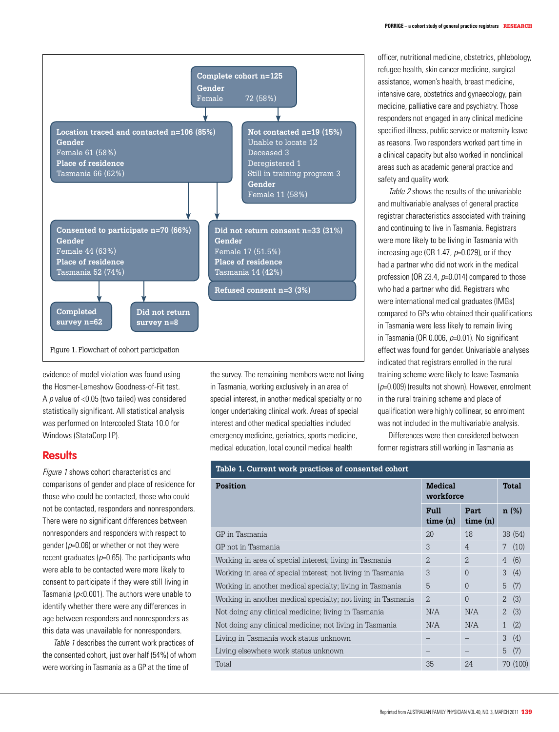Complete cohort n=125
Gender
Female 72 (58%)

Location traced and contacted n=106 (85%)
Gender
Female 61 (58%)
Place of residence
Tasmania 66 (62%)

Not contacted n=19 (15%)
Unable to locate 12
Deceased 3
Deregistered 1
Still in training program 3
Gender
Female 11 (58%)

Consented to participate n=70 (66%)
Gender
Female 44 (63%)
Place of residence
Tasmania 52 (74%)

Did not return consent n=33 (31%)
Gender
Female 17 (51.5%)
Place of residence
Tasmania 14 (42%)

Refused consent n=3 (3%)

Completed survey n=62

Did not return survey n=8

Figure 1. Flowchart of cohort participation

evidence of model violation was found using the Hosmer-Lemeshow Goodness-of-Fit test. A *p* value of <0.05 (two tailed) was considered statistically significant. All statistical analysis was performed on Intercooled Stata 10.0 for Windows (StataCorp LP).

## Results

*Figure 1* shows cohort characteristics and comparisons of gender and place of residence for those who could be contacted, those who could not be contacted, responders and nonresponders. There were no significant differences between nonresponders and responders with respect to gender ($p$=0.06) or whether or not they were recent graduates ($p$=0.65). The participants who were able to be contacted were more likely to consent to participate if they were still living in Tasmania ($p$<0.001). The authors were unable to identify whether there were any differences in age between responders and nonresponders as this data was unavailable for nonresponders.

*Table 1* describes the current work practices of the consented cohort, just over half (54%) of whom were working in Tasmania as a GP at the time of the survey. The remaining members were not living in Tasmania, working exclusively in an area of special interest, working in another medical specialty or no longer undertaking clinical work. Areas of special interest and other medical specialties included emergency medicine, geriatrics, sports medicine, medical education, local council medical health officer, nutritional medicine, obstetrics, phlebology, refugee health, skin cancer medicine, surgical assistance, women's health, breast medicine, intensive care, obstetrics and gynaecology, pain medicine, palliative care and psychiatry. Those responders not engaged in any clinical medicine specified illness, public service or maternity leave as reasons. Two responders worked part time in a clinical capacity but also worked in nonclinical areas such as academic general practice and safety and quality work.

*Table 2* shows the results of the univariable and multivariable analyses of general practice registrar characteristics associated with training and continuing to live in Tasmania. Registrars were more likely to be living in Tasmania with increasing age (OR 1.47, $p$=0.029), or if they had a partner who did not work in the medical profession (OR 23.4, $p$=0.014) compared to those who had a partner who did. Registrars who were international medical graduates (IMGs) compared to GPs who obtained their qualifications in Tasmania were less likely to remain living in Tasmania (OR 0.006, $p$=0.01). No significant effect was found for gender. Univariable analyses indicated that registrars enrolled in the rural training scheme were likely to leave Tasmania ($p$=0.009) (results not shown). However, enrolment in the rural training scheme and place of qualification were highly collinear, so enrolment was not included in the multivariable analysis.

Differences were then considered between former registrars still working in Tasmania as

**Table 1. Current work practices of consented cohort**

| Position | Medical workforce | | Total |
|---|---|---|---|
| | Full time (n) | Part time (n) | n (%) |
| GP in Tasmania | 20 | 18 | 38 (54) |
| GP not in Tasmania | 3 | 4 | 7 (10) |
| Working in area of special interest; living in Tasmania | 2 | 2 | 4 (6) |
| Working in area of special interest; not living in Tasmania | 3 | 0 | 3 (4) |
| Working in another medical specialty; living in Tasmania | 5 | 0 | 5 (7) |
| Working in another medical specialty; not living in Tasmania | 2 | 0 | 2 (3) |
| Not doing any clinical medicine; living in Tasmania | N/A | N/A | 2 (3) |
| Not doing any clinical medicine; not living in Tasmania | N/A | N/A | 1 (2) |
| Living in Tasmania work status unknown | – | – | 3 (4) |
| Living elsewhere work status unknown | – | – | 5 (7) |
| Total | 35 | 24 | 70 (100) |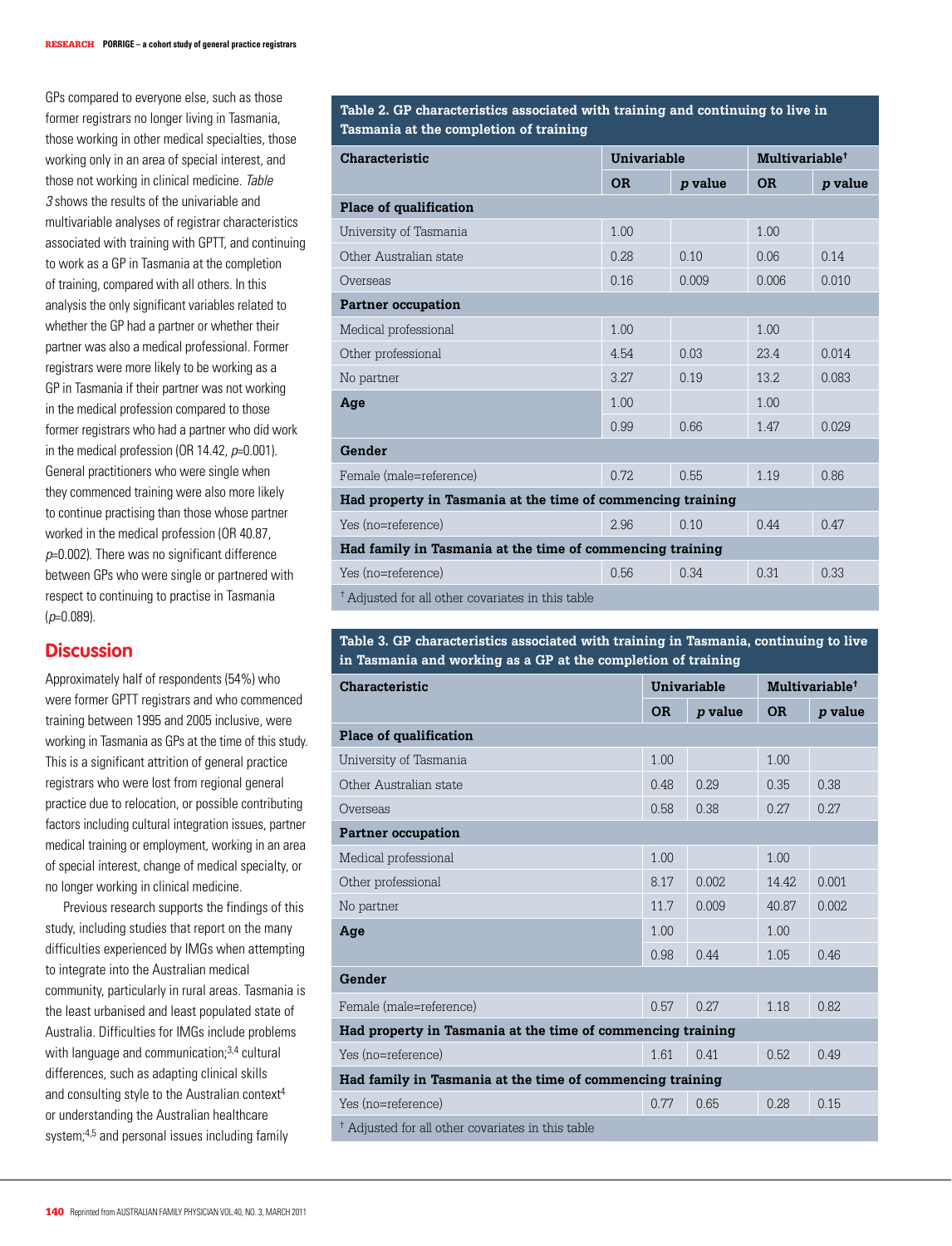GPs compared to everyone else, such as those former registrars no longer living in Tasmania, those working in other medical specialties, those working only in an area of special interest, and those not working in clinical medicine. *Table 3* shows the results of the univariable and multivariable analyses of registrar characteristics associated with training with GPTT, and continuing to work as a GP in Tasmania at the completion of training, compared with all others. In this analysis the only significant variables related to whether the GP had a partner or whether their partner was also a medical professional. Former registrars were more likely to be working as a GP in Tasmania if their partner was not working in the medical profession compared to those former registrars who had a partner who did work in the medical profession (OR 14.42, $p$=0.001). General practitioners who were single when they commenced training were also more likely to continue practising than those whose partner worked in the medical profession (OR 40.87, $p$=0.002). There was no significant difference between GPs who were single or partnered with respect to continuing to practise in Tasmania ($p$=0.089).

## Discussion

Approximately half of respondents (54%) who were former GPTT registrars and who commenced training between 1995 and 2005 inclusive, were working in Tasmania as GPs at the time of this study. This is a significant attrition of general practice registrars who were lost from regional general practice due to relocation, or possible contributing factors including cultural integration issues, partner medical training or employment, working in an area of special interest, change of medical specialty, or no longer working in clinical medicine.

Previous research supports the findings of this study, including studies that report on the many difficulties experienced by IMGs when attempting to integrate into the Australian medical community, particularly in rural areas. Tasmania is the least urbanised and least populated state of Australia. Difficulties for IMGs include problems with language and communication;[3,4] cultural differences, such as adapting clinical skills and consulting style to the Australian context[4] or understanding the Australian healthcare system;[4,5] and personal issues including family

**Table 2. GP characteristics associated with training and continuing to live in Tasmania at the completion of training**

| Characteristic | Univariable | | Multivariable† | |
|---|---|---|---|---|
| | OR | *p* value | OR | *p* value |
| **Place of qualification** | | | | |
| University of Tasmania | 1.00 | | 1.00 | |
| Other Australian state | 0.28 | 0.10 | 0.06 | 0.14 |
| Overseas | 0.16 | 0.009 | 0.006 | 0.010 |
| **Partner occupation** | | | | |
| Medical professional | 1.00 | | 1.00 | |
| Other professional | 4.54 | 0.03 | 23.4 | 0.014 |
| No partner | 3.27 | 0.19 | 13.2 | 0.083 |
| **Age** | 1.00 | | 1.00 | |
| | 0.99 | 0.66 | 1.47 | 0.029 |
| **Gender** | | | | |
| Female (male=reference) | 0.72 | 0.55 | 1.19 | 0.86 |
| **Had property in Tasmania at the time of commencing training** | | | | |
| Yes (no=reference) | 2.96 | 0.10 | 0.44 | 0.47 |
| **Had family in Tasmania at the time of commencing training** | | | | |
| Yes (no=reference) | 0.56 | 0.34 | 0.31 | 0.33 |

† Adjusted for all other covariates in this table

**Table 3. GP characteristics associated with training in Tasmania, continuing to live in Tasmania and working as a GP at the completion of training**

| Characteristic | Univariable | | Multivariable† | |
|---|---|---|---|---|
| | OR | *p* value | OR | *p* value |
| **Place of qualification** | | | | |
| University of Tasmania | 1.00 | | 1.00 | |
| Other Australian state | 0.48 | 0.29 | 0.35 | 0.38 |
| Overseas | 0.58 | 0.38 | 0.27 | 0.27 |
| **Partner occupation** | | | | |
| Medical professional | 1.00 | | 1.00 | |
| Other professional | 8.17 | 0.002 | 14.42 | 0.001 |
| No partner | 11.7 | 0.009 | 40.87 | 0.002 |
| **Age** | 1.00 | | 1.00 | |
| | 0.98 | 0.44 | 1.05 | 0.46 |
| **Gender** | | | | |
| Female (male=reference) | 0.57 | 0.27 | 1.18 | 0.82 |
| **Had property in Tasmania at the time of commencing training** | | | | |
| Yes (no=reference) | 1.61 | 0.41 | 0.52 | 0.49 |
| **Had family in Tasmania at the time of commencing training** | | | | |
| Yes (no=reference) | 0.77 | 0.65 | 0.28 | 0.15 |

† Adjusted for all other covariates in this table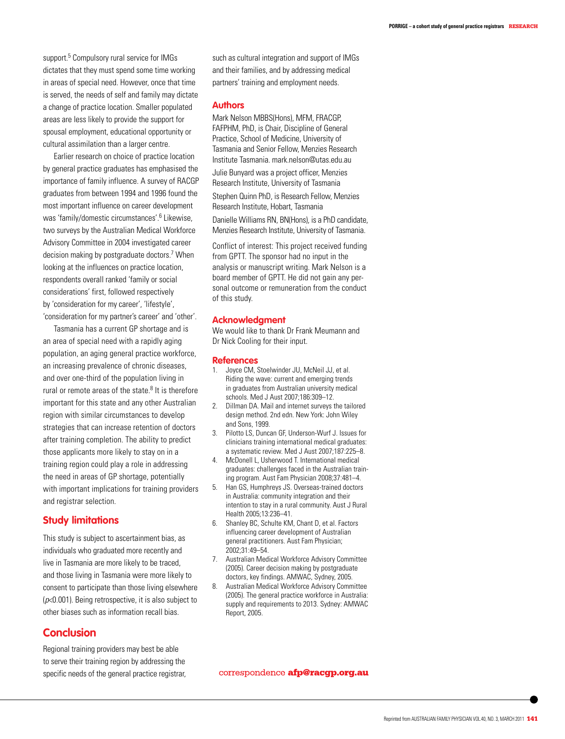support.[5] Compulsory rural service for IMGs dictates that they must spend some time working in areas of special need. However, once that time is served, the needs of self and family may dictate a change of practice location. Smaller populated areas are less likely to provide the support for spousal employment, educational opportunity or cultural assimilation than a larger centre.

Earlier research on choice of practice location by general practice graduates has emphasised the importance of family influence. A survey of RACGP graduates from between 1994 and 1996 found the most important influence on career development was 'family/domestic circumstances'.[6] Likewise, two surveys by the Australian Medical Workforce Advisory Committee in 2004 investigated career decision making by postgraduate doctors.[7] When looking at the influences on practice location, respondents overall ranked 'family or social considerations' first, followed respectively by 'consideration for my career', 'lifestyle', 'consideration for my partner's career' and 'other'.

Tasmania has a current GP shortage and is an area of special need with a rapidly aging population, an aging general practice workforce, an increasing prevalence of chronic diseases, and over one-third of the population living in rural or remote areas of the state.[8] It is therefore important for this state and any other Australian region with similar circumstances to develop strategies that can increase retention of doctors after training completion. The ability to predict those applicants more likely to stay on in a training region could play a role in addressing the need in areas of GP shortage, potentially with important implications for training providers and registrar selection.

## Study limitations

This study is subject to ascertainment bias, as individuals who graduated more recently and live in Tasmania are more likely to be traced, and those living in Tasmania were more likely to consent to participate than those living elsewhere ($p<0.001$). Being retrospective, it is also subject to other biases such as information recall bias.

## Conclusion

Regional training providers may best be able to serve their training region by addressing the specific needs of the general practice registrar, such as cultural integration and support of IMGs and their families, and by addressing medical partners' training and employment needs.

### Authors

Mark Nelson MBBS(Hons), MFM, FRACGP, FAFPHM, PhD, is Chair, Discipline of General Practice, School of Medicine, University of Tasmania and Senior Fellow, Menzies Research Institute Tasmania. mark.nelson@utas.edu.au

Julie Bunyard was a project officer, Menzies Research Institute, University of Tasmania

Stephen Quinn PhD, is Research Fellow, Menzies Research Institute, Hobart, Tasmania

Danielle Williams RN, BN(Hons), is a PhD candidate, Menzies Research Institute, University of Tasmania.

Conflict of interest: This project received funding from GPTT. The sponsor had no input in the analysis or manuscript writing. Mark Nelson is a board member of GPTT. He did not gain any personal outcome or remuneration from the conduct of this study.

### Acknowledgment

We would like to thank Dr Frank Meumann and Dr Nick Cooling for their input.

### References

1. Joyce CM, Stoelwinder JU, McNeil JJ, et al. Riding the wave: current and emerging trends in graduates from Australian university medical schools. Med J Aust 2007;186:309–12.
2. Dillman DA. Mail and internet surveys the tailored design method. 2nd edn. New York: John Wiley and Sons, 1999.
3. Pilotto LS, Duncan GF, Underson-Wurf J. Issues for clinicians training international medical graduates: a systematic review. Med J Aust 2007;187:225–8.
4. McDonell L, Usherwood T. International medical graduates: challenges faced in the Australian training program. Aust Fam Physician 2008;37:481–4.
5. Han GS, Humphreys JS. Overseas-trained doctors in Australia: community integration and their intention to stay in a rural community. Aust J Rural Health 2005;13:236–41.
6. Shanley BC, Schulte KM, Chant D, et al. Factors influencing career development of Australian general practitioners. Aust Fam Physician; 2002;31:49–54.
7. Australian Medical Workforce Advisory Committee (2005). Career decision making by postgraduate doctors, key findings. AMWAC, Sydney, 2005.
8. Australian Medical Workforce Advisory Committee (2005). The general practice workforce in Australia: supply and requirements to 2013. Sydney: AMWAC Report, 2005.

correspondence **afp@racgp.org.au**